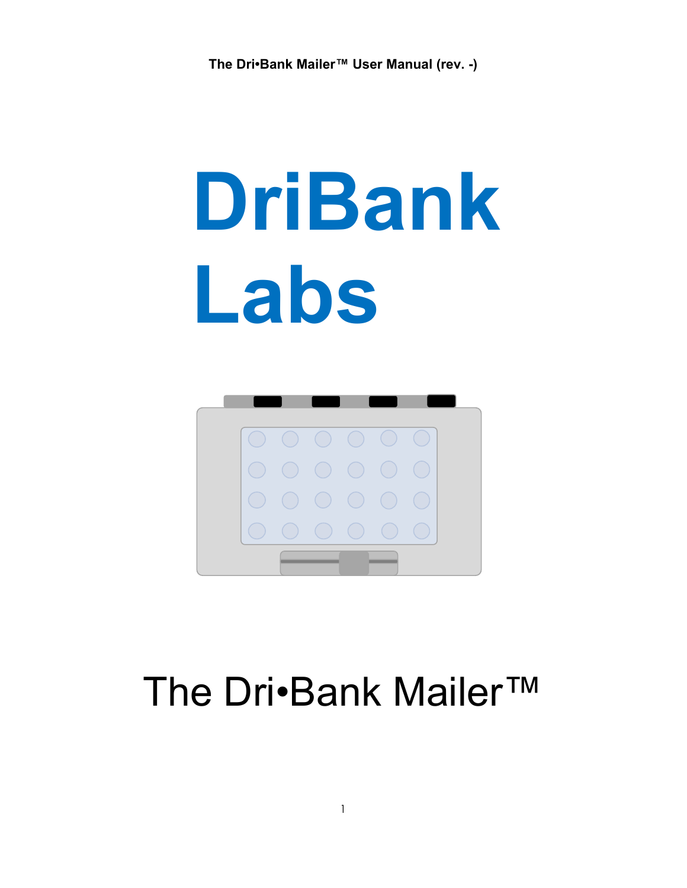# DriBank Labs

# The Dri•Bank Mailer™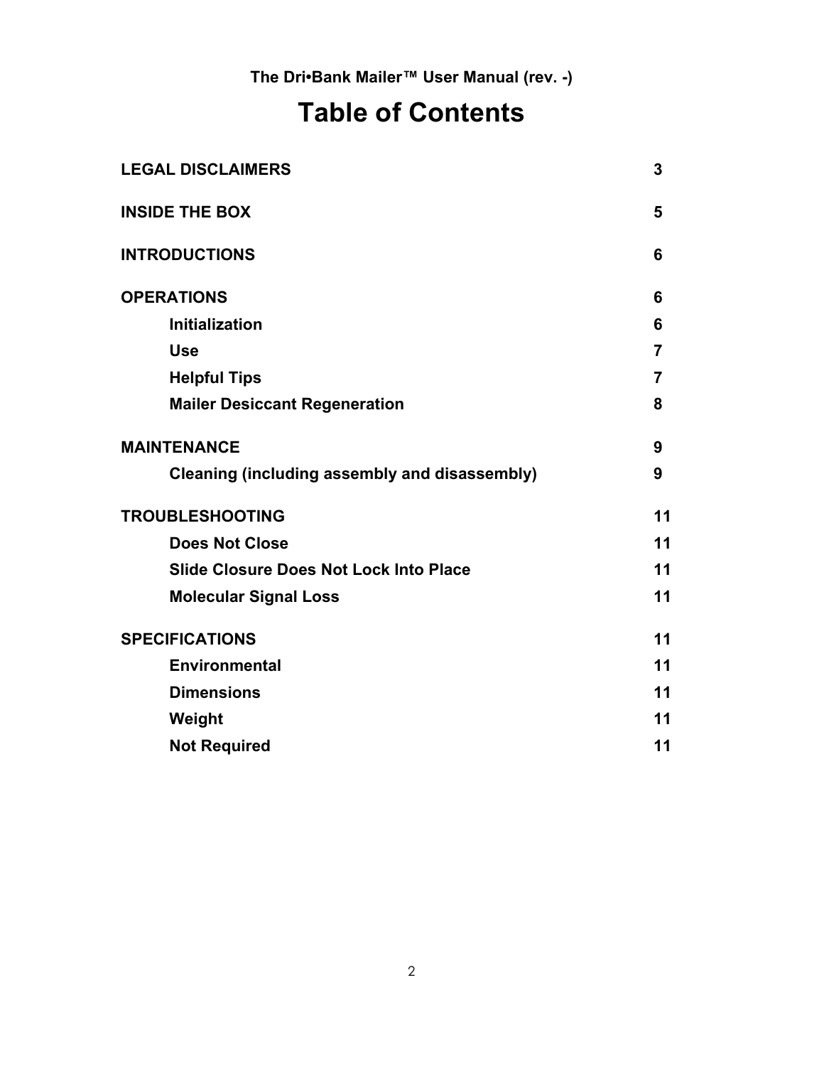The Dri•Bank Mailer™ User Manual (rev. -)

# Table of Contents

| | |
|---|---|
| **LEGAL DISCLAIMERS** | **3** |
| **INSIDE THE BOX** | **5** |
| **INTRODUCTIONS** | **6** |
| **OPERATIONS** | **6** |
| &nbsp;&nbsp;&nbsp;&nbsp;**Initialization** | **6** |
| &nbsp;&nbsp;&nbsp;&nbsp;**Use** | **7** |
| &nbsp;&nbsp;&nbsp;&nbsp;**Helpful Tips** | **7** |
| &nbsp;&nbsp;&nbsp;&nbsp;**Mailer Desiccant Regeneration** | **8** |
| **MAINTENANCE** | **9** |
| &nbsp;&nbsp;&nbsp;&nbsp;**Cleaning (including assembly and disassembly)** | **9** |
| **TROUBLESHOOTING** | **11** |
| &nbsp;&nbsp;&nbsp;&nbsp;**Does Not Close** | **11** |
| &nbsp;&nbsp;&nbsp;&nbsp;**Slide Closure Does Not Lock Into Place** | **11** |
| &nbsp;&nbsp;&nbsp;&nbsp;**Molecular Signal Loss** | **11** |
| **SPECIFICATIONS** | **11** |
| &nbsp;&nbsp;&nbsp;&nbsp;**Environmental** | **11** |
| &nbsp;&nbsp;&nbsp;&nbsp;**Dimensions** | **11** |
| &nbsp;&nbsp;&nbsp;&nbsp;**Weight** | **11** |
| &nbsp;&nbsp;&nbsp;&nbsp;**Not Required** | **11** |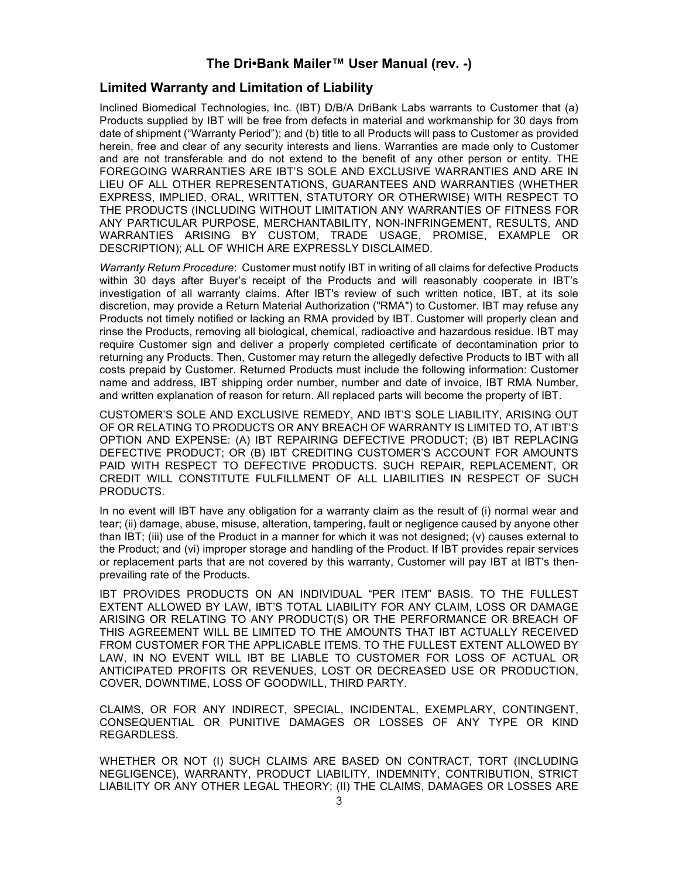## Limited Warranty and Limitation of Liability

Inclined Biomedical Technologies, Inc. (IBT) D/B/A DriBank Labs warrants to Customer that (a) Products supplied by IBT will be free from defects in material and workmanship for 30 days from date of shipment ("Warranty Period"); and (b) title to all Products will pass to Customer as provided herein, free and clear of any security interests and liens. Warranties are made only to Customer and are not transferable and do not extend to the benefit of any other person or entity. THE FOREGOING WARRANTIES ARE IBT'S SOLE AND EXCLUSIVE WARRANTIES AND ARE IN LIEU OF ALL OTHER REPRESENTATIONS, GUARANTEES AND WARRANTIES (WHETHER EXPRESS, IMPLIED, ORAL, WRITTEN, STATUTORY OR OTHERWISE) WITH RESPECT TO THE PRODUCTS (INCLUDING WITHOUT LIMITATION ANY WARRANTIES OF FITNESS FOR ANY PARTICULAR PURPOSE, MERCHANTABILITY, NON-INFRINGEMENT, RESULTS, AND WARRANTIES ARISING BY CUSTOM, TRADE USAGE, PROMISE, EXAMPLE OR DESCRIPTION); ALL OF WHICH ARE EXPRESSLY DISCLAIMED.

*Warranty Return Procedure*: Customer must notify IBT in writing of all claims for defective Products within 30 days after Buyer's receipt of the Products and will reasonably cooperate in IBT's investigation of all warranty claims. After IBT's review of such written notice, IBT, at its sole discretion, may provide a Return Material Authorization ("RMA") to Customer. IBT may refuse any Products not timely notified or lacking an RMA provided by IBT. Customer will properly clean and rinse the Products, removing all biological, chemical, radioactive and hazardous residue. IBT may require Customer sign and deliver a properly completed certificate of decontamination prior to returning any Products. Then, Customer may return the allegedly defective Products to IBT with all costs prepaid by Customer. Returned Products must include the following information: Customer name and address, IBT shipping order number, number and date of invoice, IBT RMA Number, and written explanation of reason for return. All replaced parts will become the property of IBT.

CUSTOMER'S SOLE AND EXCLUSIVE REMEDY, AND IBT'S SOLE LIABILITY, ARISING OUT OF OR RELATING TO PRODUCTS OR ANY BREACH OF WARRANTY IS LIMITED TO, AT IBT'S OPTION AND EXPENSE: (A) IBT REPAIRING DEFECTIVE PRODUCT; (B) IBT REPLACING DEFECTIVE PRODUCT; OR (B) IBT CREDITING CUSTOMER'S ACCOUNT FOR AMOUNTS PAID WITH RESPECT TO DEFECTIVE PRODUCTS. SUCH REPAIR, REPLACEMENT, OR CREDIT WILL CONSTITUTE FULFILLMENT OF ALL LIABILITIES IN RESPECT OF SUCH PRODUCTS.

In no event will IBT have any obligation for a warranty claim as the result of (i) normal wear and tear; (ii) damage, abuse, misuse, alteration, tampering, fault or negligence caused by anyone other than IBT; (iii) use of the Product in a manner for which it was not designed; (v) causes external to the Product; and (vi) improper storage and handling of the Product. If IBT provides repair services or replacement parts that are not covered by this warranty, Customer will pay IBT at IBT's then-prevailing rate of the Products.

IBT PROVIDES PRODUCTS ON AN INDIVIDUAL "PER ITEM" BASIS. TO THE FULLEST EXTENT ALLOWED BY LAW, IBT'S TOTAL LIABILITY FOR ANY CLAIM, LOSS OR DAMAGE ARISING OR RELATING TO ANY PRODUCT(S) OR THE PERFORMANCE OR BREACH OF THIS AGREEMENT WILL BE LIMITED TO THE AMOUNTS THAT IBT ACTUALLY RECEIVED FROM CUSTOMER FOR THE APPLICABLE ITEMS. TO THE FULLEST EXTENT ALLOWED BY LAW, IN NO EVENT WILL IBT BE LIABLE TO CUSTOMER FOR LOSS OF ACTUAL OR ANTICIPATED PROFITS OR REVENUES, LOST OR DECREASED USE OR PRODUCTION, COVER, DOWNTIME, LOSS OF GOODWILL, THIRD PARTY.

CLAIMS, OR FOR ANY INDIRECT, SPECIAL, INCIDENTAL, EXEMPLARY, CONTINGENT, CONSEQUENTIAL OR PUNITIVE DAMAGES OR LOSSES OF ANY TYPE OR KIND REGARDLESS.

WHETHER OR NOT (I) SUCH CLAIMS ARE BASED ON CONTRACT, TORT (INCLUDING NEGLIGENCE), WARRANTY, PRODUCT LIABILITY, INDEMNITY, CONTRIBUTION, STRICT LIABILITY OR ANY OTHER LEGAL THEORY; (II) THE CLAIMS, DAMAGES OR LOSSES ARE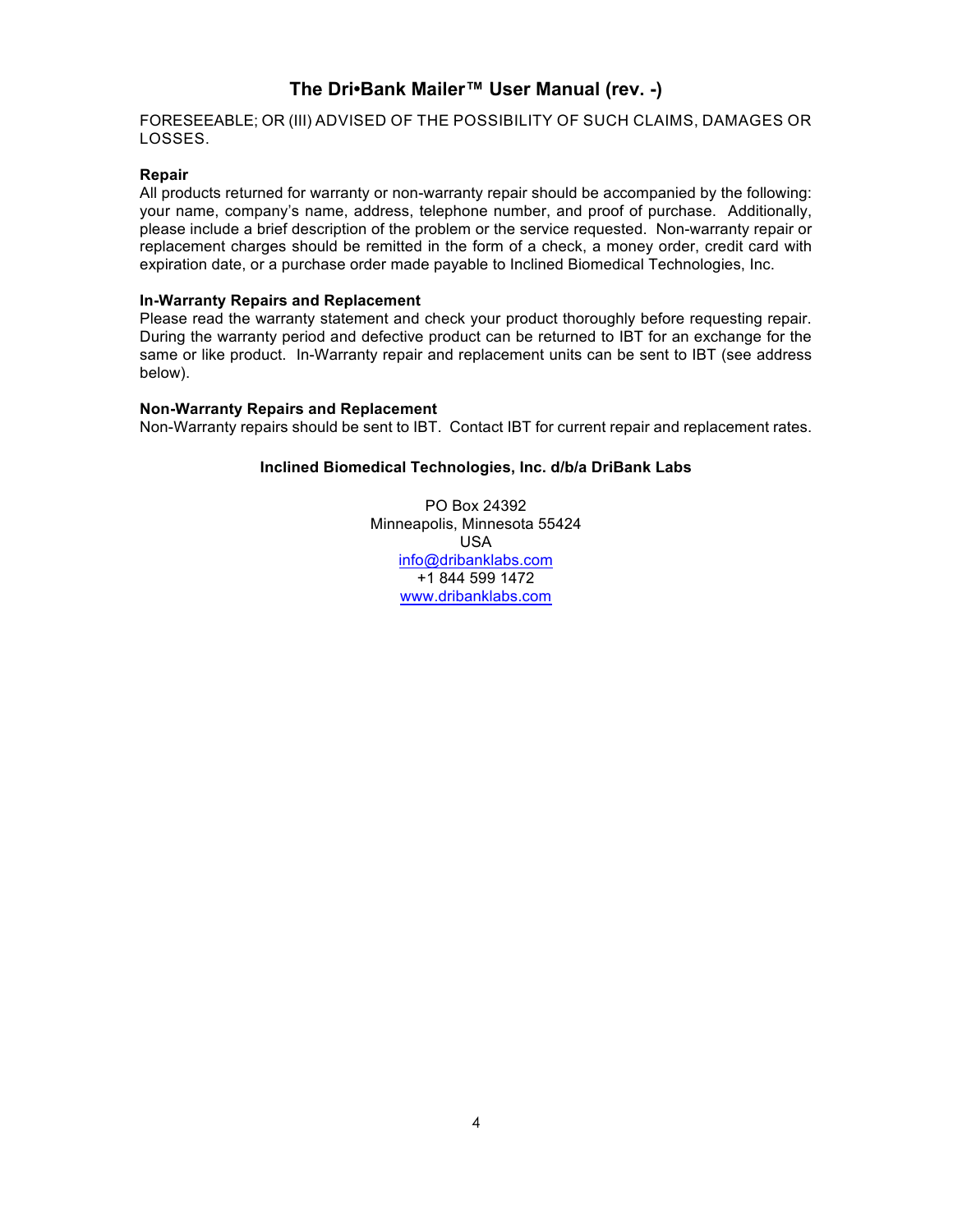FORESEEABLE; OR (III) ADVISED OF THE POSSIBILITY OF SUCH CLAIMS, DAMAGES OR LOSSES.

**Repair**

All products returned for warranty or non-warranty repair should be accompanied by the following: your name, company's name, address, telephone number, and proof of purchase. Additionally, please include a brief description of the problem or the service requested. Non-warranty repair or replacement charges should be remitted in the form of a check, a money order, credit card with expiration date, or a purchase order made payable to Inclined Biomedical Technologies, Inc.

**In-Warranty Repairs and Replacement**

Please read the warranty statement and check your product thoroughly before requesting repair. During the warranty period and defective product can be returned to IBT for an exchange for the same or like product. In-Warranty repair and replacement units can be sent to IBT (see address below).

**Non-Warranty Repairs and Replacement**

Non-Warranty repairs should be sent to IBT. Contact IBT for current repair and replacement rates.

**Inclined Biomedical Technologies, Inc. d/b/a DriBank Labs**

PO Box 24392
Minneapolis, Minnesota 55424
USA
info@dribanklabs.com
+1 844 599 1472
www.dribanklabs.com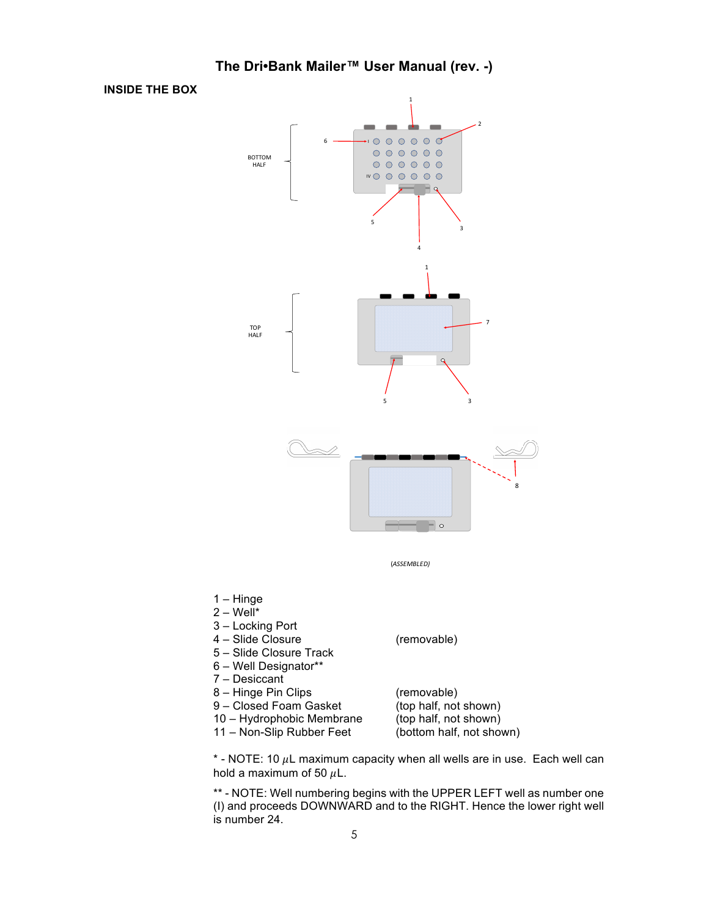# The Dri•Bank Mailer™ User Manual (rev. -)

## INSIDE THE BOX

BOTTOM HALF

TOP HALF

(ASSEMBLED)

| | |
|---|---|
| 1 – Hinge | |
| 2 – Well* | |
| 3 – Locking Port | |
| 4 – Slide Closure | (removable) |
| 5 – Slide Closure Track | |
| 6 – Well Designator** | |
| 7 – Desiccant | |
| 8 – Hinge Pin Clips | (removable) |
| 9 – Closed Foam Gasket | (top half, not shown) |
| 10 – Hydrophobic Membrane | (top half, not shown) |
| 11 – Non-Slip Rubber Feet | (bottom half, not shown) |

* - NOTE: 10 $\mu$L maximum capacity when all wells are in use. Each well can hold a maximum of 50 $\mu$L.

** - NOTE: Well numbering begins with the UPPER LEFT well as number one (I) and proceeds DOWNWARD and to the RIGHT. Hence the lower right well is number 24.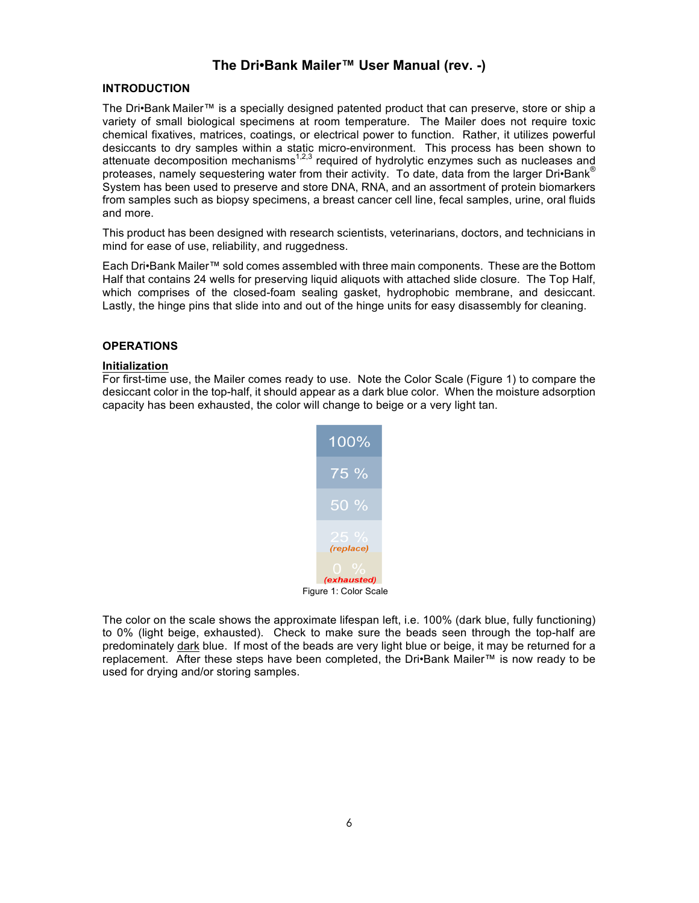# The Dri•Bank Mailer™ User Manual (rev. -)

## INTRODUCTION

The Dri•Bank Mailer™ is a specially designed patented product that can preserve, store or ship a variety of small biological specimens at room temperature. The Mailer does not require toxic chemical fixatives, matrices, coatings, or electrical power to function. Rather, it utilizes powerful desiccants to dry samples within a static micro-environment. This process has been shown to attenuate decomposition mechanisms[1,2,3] required of hydrolytic enzymes such as nucleases and proteases, namely sequestering water from their activity. To date, data from the larger Dri•Bank® System has been used to preserve and store DNA, RNA, and an assortment of protein biomarkers from samples such as biopsy specimens, a breast cancer cell line, fecal samples, urine, oral fluids and more.

This product has been designed with research scientists, veterinarians, doctors, and technicians in mind for ease of use, reliability, and ruggedness.

Each Dri•Bank Mailer™ sold comes assembled with three main components. These are the Bottom Half that contains 24 wells for preserving liquid aliquots with attached slide closure. The Top Half, which comprises of the closed-foam sealing gasket, hydrophobic membrane, and desiccant. Lastly, the hinge pins that slide into and out of the hinge units for easy disassembly for cleaning.

## OPERATIONS

### Initialization

For first-time use, the Mailer comes ready to use. Note the Color Scale (Figure 1) to compare the desiccant color in the top-half, it should appear as a dark blue color. When the moisture adsorption capacity has been exhausted, the color will change to beige or a very light tan.

| |
|---|
| 100% |
| 75 % |
| 50 % |
| 25 % *(replace)* |
| 0 % *(exhausted)* |

Figure 1: Color Scale

The color on the scale shows the approximate lifespan left, i.e. 100% (dark blue, fully functioning) to 0% (light beige, exhausted). Check to make sure the beads seen through the top-half are predominately dark blue. If most of the beads are very light blue or beige, it may be returned for a replacement. After these steps have been completed, the Dri•Bank Mailer™ is now ready to be used for drying and/or storing samples.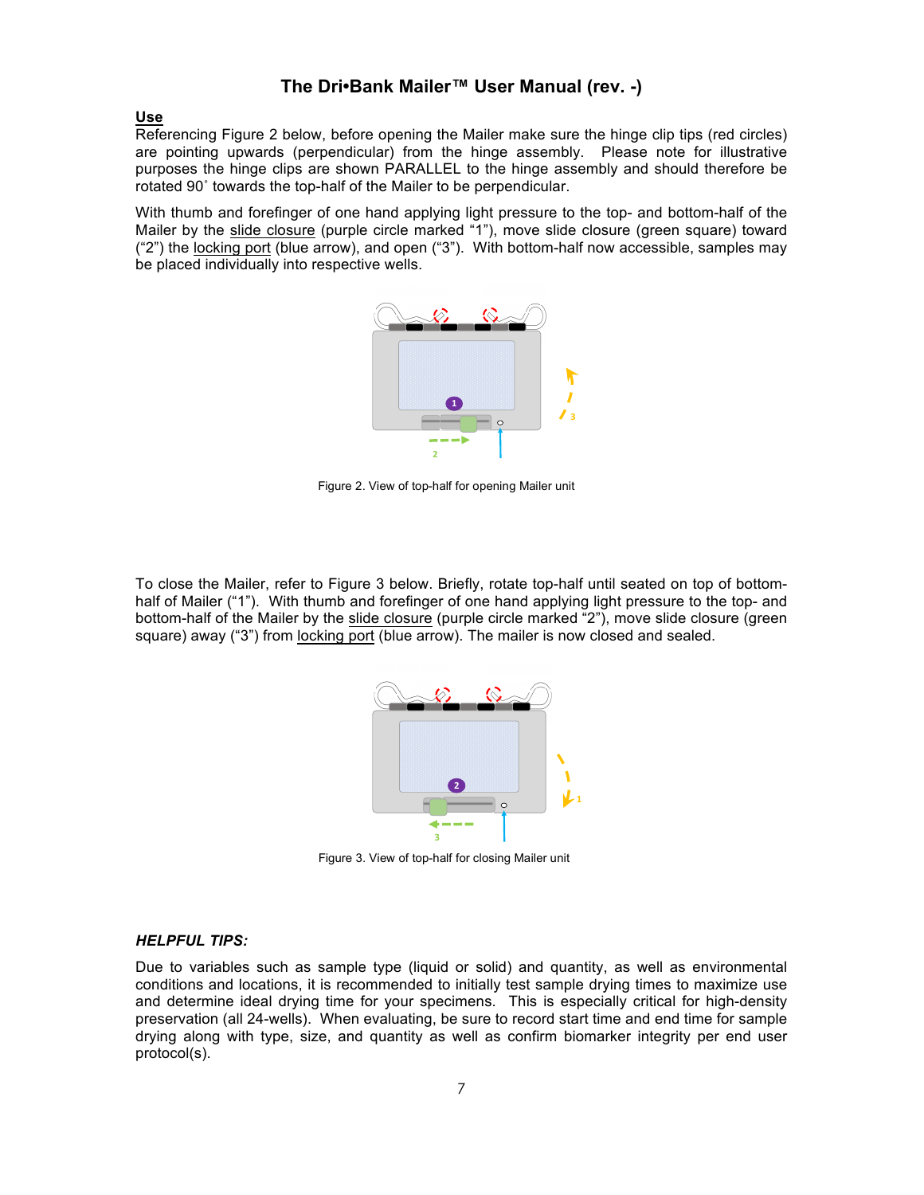## The Dri•Bank Mailer™ User Manual (rev. -)

**Use**

Referencing Figure 2 below, before opening the Mailer make sure the hinge clip tips (red circles) are pointing upwards (perpendicular) from the hinge assembly. Please note for illustrative purposes the hinge clips are shown PARALLEL to the hinge assembly and should therefore be rotated 90˚ towards the top-half of the Mailer to be perpendicular.

With thumb and forefinger of one hand applying light pressure to the top- and bottom-half of the Mailer by the slide closure (purple circle marked “1”), move slide closure (green square) toward (“2”) the locking port (blue arrow), and open (“3”). With bottom-half now accessible, samples may be placed individually into respective wells.

Figure 2. View of top-half for opening Mailer unit

To close the Mailer, refer to Figure 3 below. Briefly, rotate top-half until seated on top of bottom-half of Mailer (“1”). With thumb and forefinger of one hand applying light pressure to the top- and bottom-half of the Mailer by the slide closure (purple circle marked “2”), move slide closure (green square) away (“3”) from locking port (blue arrow). The mailer is now closed and sealed.

Figure 3. View of top-half for closing Mailer unit

***HELPFUL TIPS:***

Due to variables such as sample type (liquid or solid) and quantity, as well as environmental conditions and locations, it is recommended to initially test sample drying times to maximize use and determine ideal drying time for your specimens. This is especially critical for high-density preservation (all 24-wells). When evaluating, be sure to record start time and end time for sample drying along with type, size, and quantity as well as confirm biomarker integrity per end user protocol(s).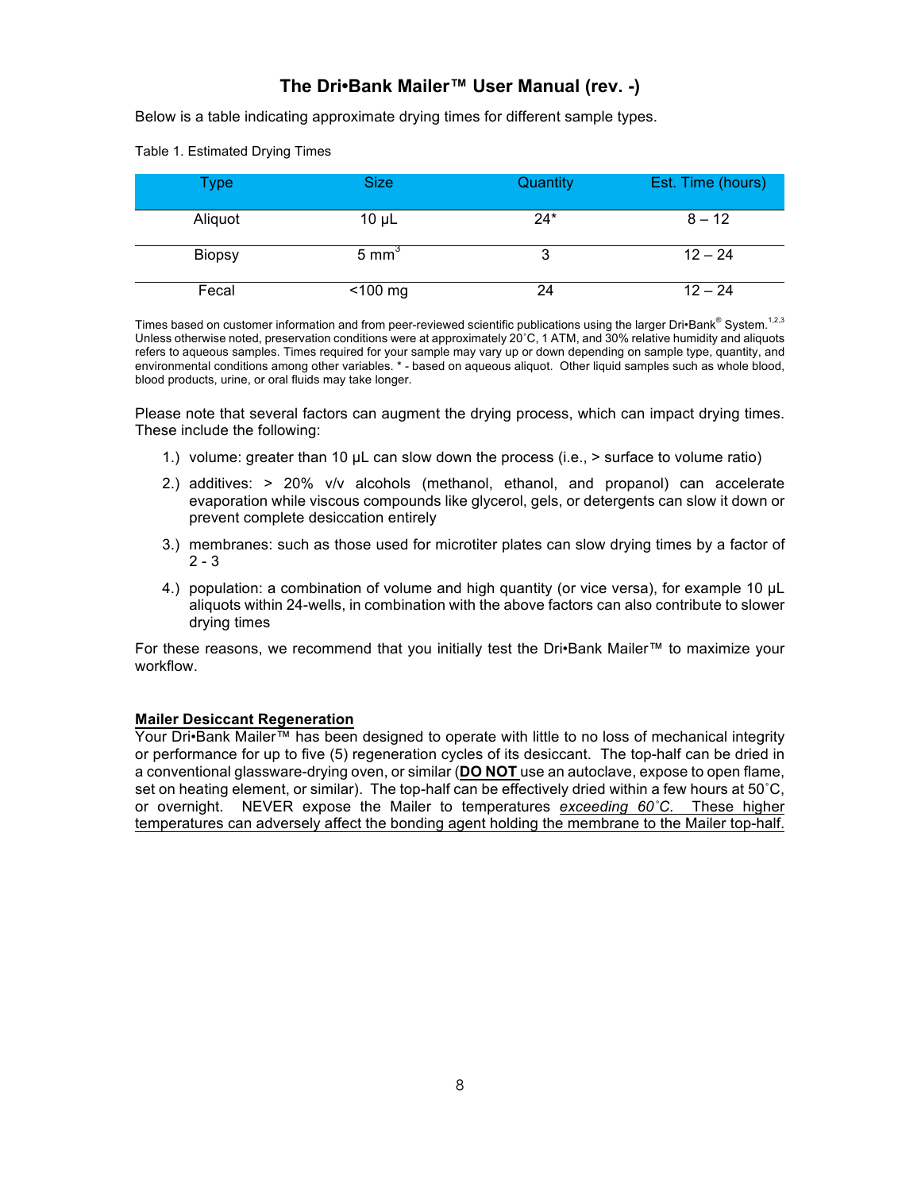# The Dri•Bank Mailer™ User Manual (rev. -)

Below is a table indicating approximate drying times for different sample types.

Table 1. Estimated Drying Times

| Type | Size | Quantity | Est. Time (hours) |
|---|---|---|---|
| Aliquot | 10 µL | 24* | 8 – 12 |
| Biopsy | 5 $mm^3$ | 3 | 12 – 24 |
| Fecal | <100 mg | 24 | 12 – 24 |

Times based on customer information and from peer-reviewed scientific publications using the larger Dri•Bank® System.[1,2,3] Unless otherwise noted, preservation conditions were at approximately 20˚C, 1 ATM, and 30% relative humidity and aliquots refers to aqueous samples. Times required for your sample may vary up or down depending on sample type, quantity, and environmental conditions among other variables. * - based on aqueous aliquot. Other liquid samples such as whole blood, blood products, urine, or oral fluids may take longer.

Please note that several factors can augment the drying process, which can impact drying times. These include the following:

1.) volume: greater than 10 µL can slow down the process (i.e., > surface to volume ratio)

2.) additives: > 20% v/v alcohols (methanol, ethanol, and propanol) can accelerate evaporation while viscous compounds like glycerol, gels, or detergents can slow it down or prevent complete desiccation entirely

3.) membranes: such as those used for microtiter plates can slow drying times by a factor of 2 - 3

4.) population: a combination of volume and high quantity (or vice versa), for example 10 µL aliquots within 24-wells, in combination with the above factors can also contribute to slower drying times

For these reasons, we recommend that you initially test the Dri•Bank Mailer™ to maximize your workflow.

**Mailer Desiccant Regeneration**

Your Dri•Bank Mailer™ has been designed to operate with little to no loss of mechanical integrity or performance for up to five (5) regeneration cycles of its desiccant. The top-half can be dried in a conventional glassware-drying oven, or similar (**DO NOT** use an autoclave, expose to open flame, set on heating element, or similar). The top-half can be effectively dried within a few hours at 50˚C, or overnight. NEVER expose the Mailer to temperatures *exceeding 60˚C.* These higher temperatures can adversely affect the bonding agent holding the membrane to the Mailer top-half.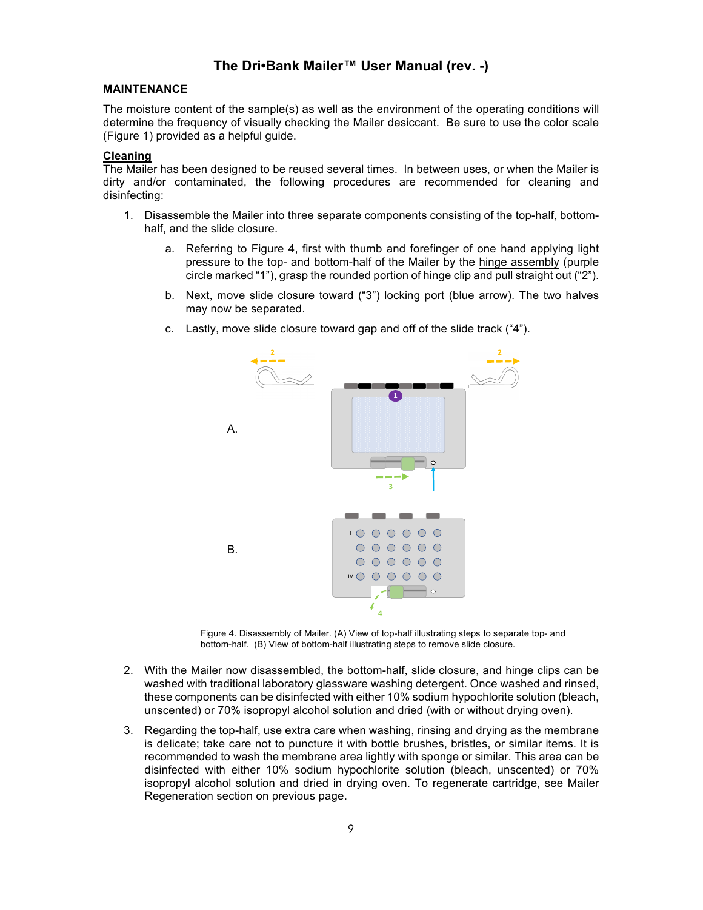## MAINTENANCE

The moisture content of the sample(s) as well as the environment of the operating conditions will determine the frequency of visually checking the Mailer desiccant. Be sure to use the color scale (Figure 1) provided as a helpful guide.

### Cleaning

The Mailer has been designed to be reused several times. In between uses, or when the Mailer is dirty and/or contaminated, the following procedures are recommended for cleaning and disinfecting:

1. Disassemble the Mailer into three separate components consisting of the top-half, bottom-half, and the slide closure.

    a. Referring to Figure 4, first with thumb and forefinger of one hand applying light pressure to the top- and bottom-half of the Mailer by the hinge assembly (purple circle marked “1”), grasp the rounded portion of hinge clip and pull straight out (“2”).

    b. Next, move slide closure toward (“3”) locking port (blue arrow). The two halves may now be separated.

    c. Lastly, move slide closure toward gap and off of the slide track (“4”).

Figure 4. Disassembly of Mailer. (A) View of top-half illustrating steps to separate top- and bottom-half. (B) View of bottom-half illustrating steps to remove slide closure.

2. With the Mailer now disassembled, the bottom-half, slide closure, and hinge clips can be washed with traditional laboratory glassware washing detergent. Once washed and rinsed, these components can be disinfected with either 10% sodium hypochlorite solution (bleach, unscented) or 70% isopropyl alcohol solution and dried (with or without drying oven).

3. Regarding the top-half, use extra care when washing, rinsing and drying as the membrane is delicate; take care not to puncture it with bottle brushes, bristles, or similar items. It is recommended to wash the membrane area lightly with sponge or similar. This area can be disinfected with either 10% sodium hypochlorite solution (bleach, unscented) or 70% isopropyl alcohol solution and dried in drying oven. To regenerate cartridge, see Mailer Regeneration section on previous page.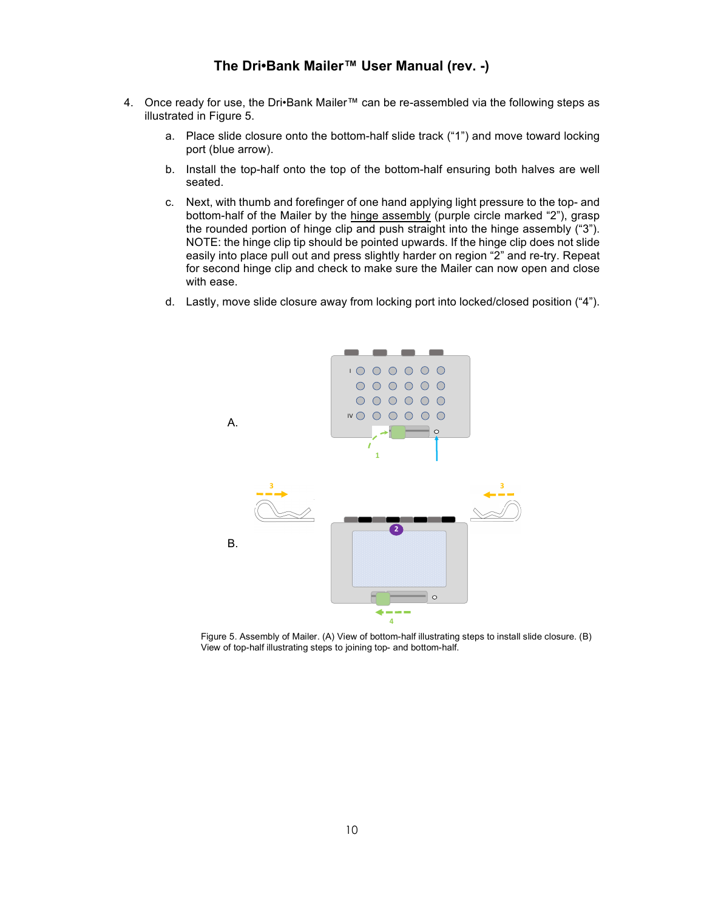4. Once ready for use, the Dri•Bank Mailer™ can be re-assembled via the following steps as illustrated in Figure 5.

    a. Place slide closure onto the bottom-half slide track (“1”) and move toward locking port (blue arrow).

    b. Install the top-half onto the top of the bottom-half ensuring both halves are well seated.

    c. Next, with thumb and forefinger of one hand applying light pressure to the top- and bottom-half of the Mailer by the hinge assembly (purple circle marked “2”), grasp the rounded portion of hinge clip and push straight into the hinge assembly (“3”). NOTE: the hinge clip tip should be pointed upwards. If the hinge clip does not slide easily into place pull out and press slightly harder on region “2” and re-try. Repeat for second hinge clip and check to make sure the Mailer can now open and close with ease.

    d. Lastly, move slide closure away from locking port into locked/closed position (“4”).

Figure 5. Assembly of Mailer. (A) View of bottom-half illustrating steps to install slide closure. (B) View of top-half illustrating steps to joining top- and bottom-half.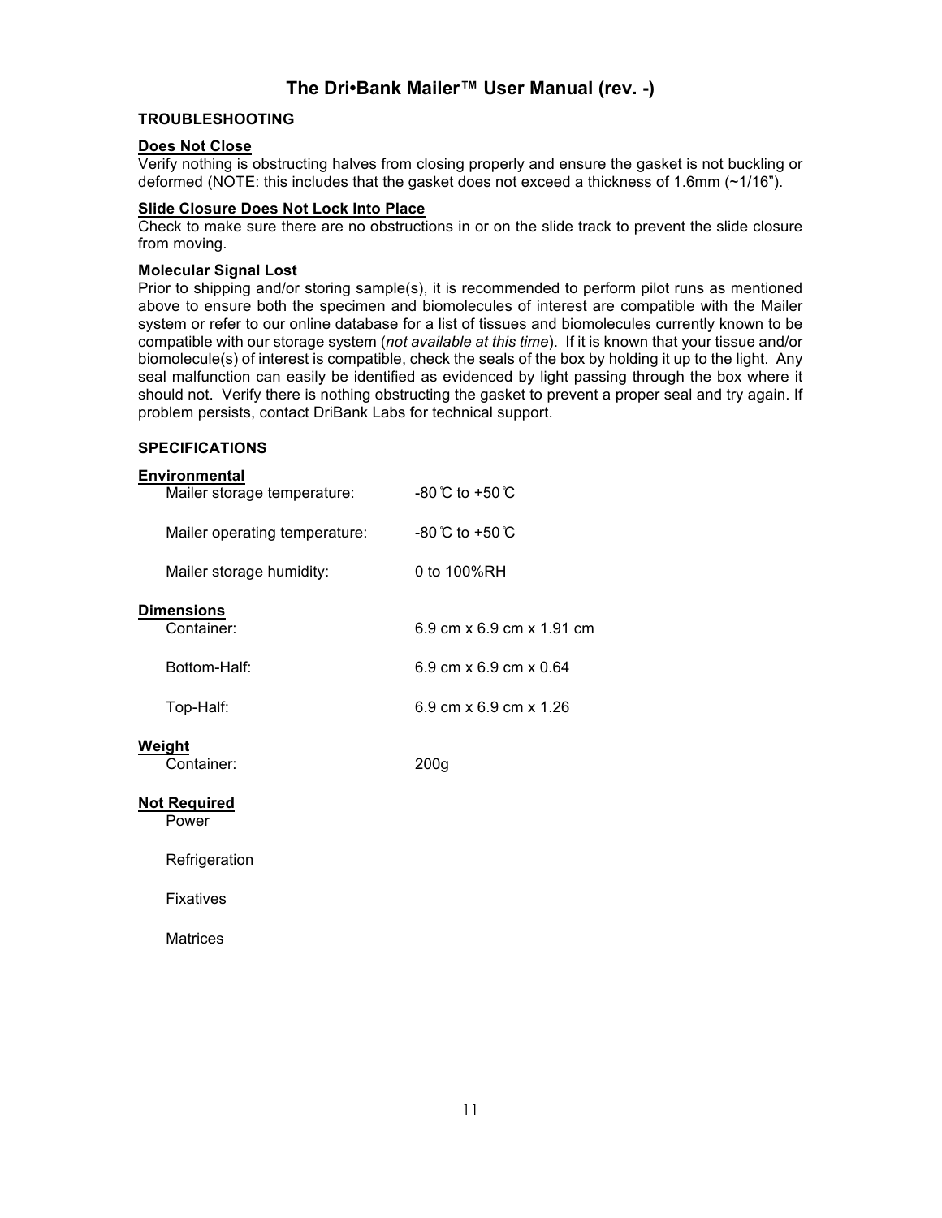# The Dri•Bank Mailer™ User Manual (rev. -)

## TROUBLESHOOTING

### Does Not Close

Verify nothing is obstructing halves from closing properly and ensure the gasket is not buckling or deformed (NOTE: this includes that the gasket does not exceed a thickness of 1.6mm (~1/16”).

### Slide Closure Does Not Lock Into Place

Check to make sure there are no obstructions in or on the slide track to prevent the slide closure from moving.

### Molecular Signal Lost

Prior to shipping and/or storing sample(s), it is recommended to perform pilot runs as mentioned above to ensure both the specimen and biomolecules of interest are compatible with the Mailer system or refer to our online database for a list of tissues and biomolecules currently known to be compatible with our storage system (*not available at this time*). If it is known that your tissue and/or biomolecule(s) of interest is compatible, check the seals of the box by holding it up to the light. Any seal malfunction can easily be identified as evidenced by light passing through the box where it should not. Verify there is nothing obstructing the gasket to prevent a proper seal and try again. If problem persists, contact DriBank Labs for technical support.

## SPECIFICATIONS

### Environmental

| | |
|---|---|
| Mailer storage temperature: | -80℃ to +50℃ |
| Mailer operating temperature: | -80℃ to +50℃ |
| Mailer storage humidity: | 0 to 100%RH |

### Dimensions

| | |
|---|---|
| Container: | 6.9 cm x 6.9 cm x 1.91 cm |
| Bottom-Half: | 6.9 cm x 6.9 cm x 0.64 |
| Top-Half: | 6.9 cm x 6.9 cm x 1.26 |

### Weight

| | |
|---|---|
| Container: | 200g |

### Not Required

- Power
- Refrigeration
- Fixatives
- Matrices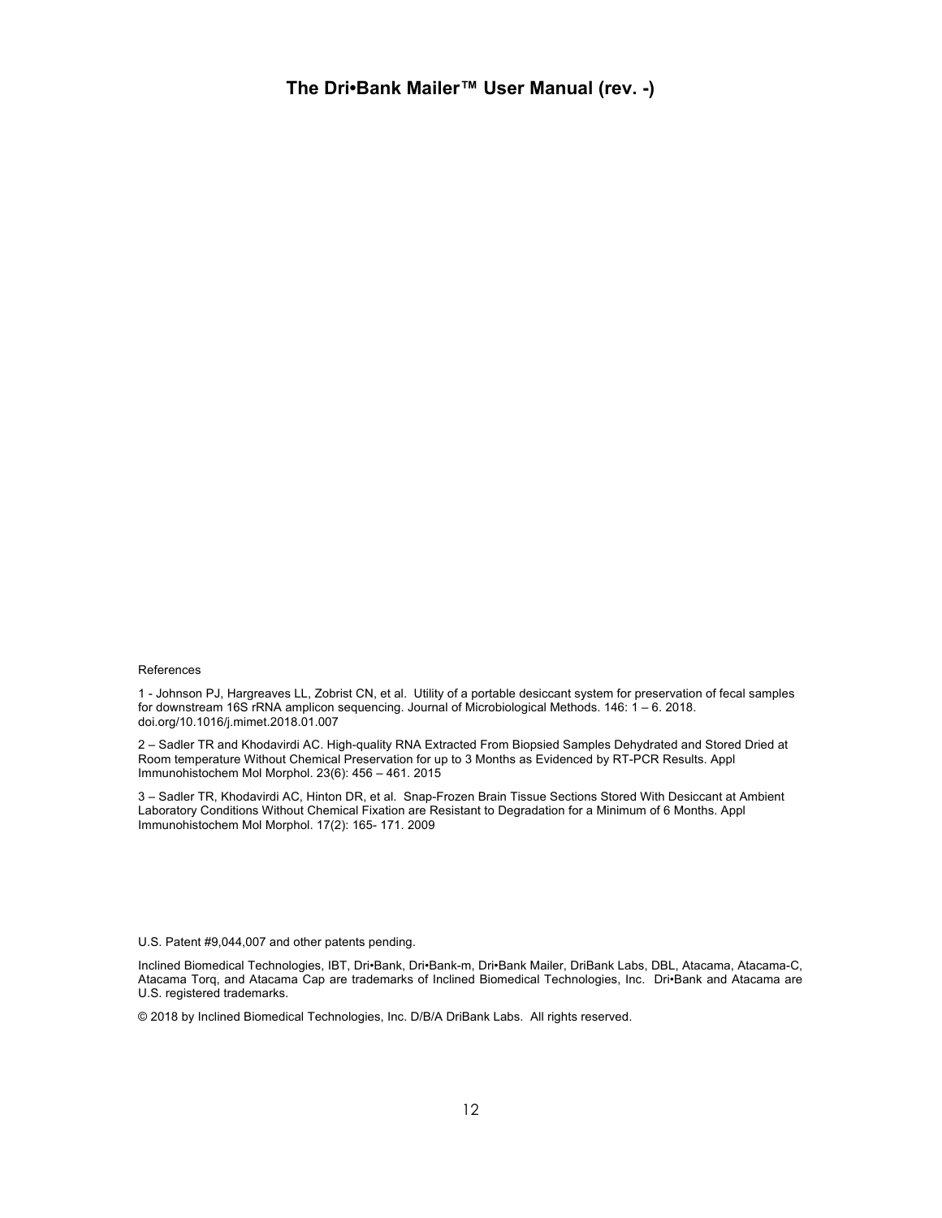References

1 - Johnson PJ, Hargreaves LL, Zobrist CN, et al. Utility of a portable desiccant system for preservation of fecal samples for downstream 16S rRNA amplicon sequencing. Journal of Microbiological Methods. 146: 1 – 6. 2018. doi.org/10.1016/j.mimet.2018.01.007

2 – Sadler TR and Khodavirdi AC. High-quality RNA Extracted From Biopsied Samples Dehydrated and Stored Dried at Room temperature Without Chemical Preservation for up to 3 Months as Evidenced by RT-PCR Results. Appl Immunohistochem Mol Morphol. 23(6): 456 – 461. 2015

3 – Sadler TR, Khodavirdi AC, Hinton DR, et al. Snap-Frozen Brain Tissue Sections Stored With Desiccant at Ambient Laboratory Conditions Without Chemical Fixation are Resistant to Degradation for a Minimum of 6 Months. Appl Immunohistochem Mol Morphol. 17(2): 165- 171. 2009

U.S. Patent #9,044,007 and other patents pending.

Inclined Biomedical Technologies, IBT, Dri•Bank, Dri•Bank-m, Dri•Bank Mailer, DriBank Labs, DBL, Atacama, Atacama-C, Atacama Torq, and Atacama Cap are trademarks of Inclined Biomedical Technologies, Inc. Dri•Bank and Atacama are U.S. registered trademarks.

© 2018 by Inclined Biomedical Technologies, Inc. D/B/A DriBank Labs. All rights reserved.